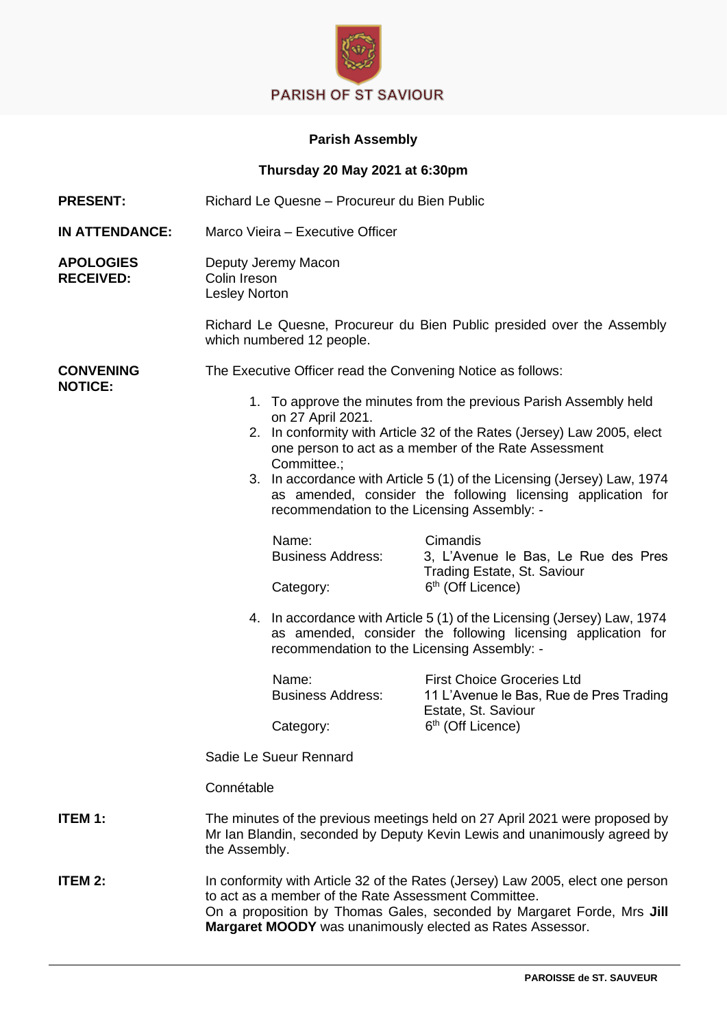PARISH OF ST SAVIOUR

**Parish Assembly**

**Thursday 20 May 2021 at 6:30pm**

**PRESENT:** Richard Le Quesne – Procureur du Bien Public

**IN ATTENDANCE:** Marco Vieira – Executive Officer

**APOLOGIES RECEIVED:** Deputy Jeremy Macon
Colin Ireson
Lesley Norton

Richard Le Quesne, Procureur du Bien Public presided over the Assembly which numbered 12 people.

**CONVENING NOTICE:** The Executive Officer read the Convening Notice as follows:

1. To approve the minutes from the previous Parish Assembly held on 27 April 2021.
2. In conformity with Article 32 of the Rates (Jersey) Law 2005, elect one person to act as a member of the Rate Assessment Committee.;
3. In accordance with Article 5 (1) of the Licensing (Jersey) Law, 1974 as amended, consider the following licensing application for recommendation to the Licensing Assembly: -

   Name: Cimandis
   Business Address: 3, L'Avenue le Bas, Le Rue des Pres Trading Estate, St. Saviour
   Category: 6th (Off Licence)

4. In accordance with Article 5 (1) of the Licensing (Jersey) Law, 1974 as amended, consider the following licensing application for recommendation to the Licensing Assembly: -

   Name: First Choice Groceries Ltd
   Business Address: 11 L'Avenue le Bas, Rue de Pres Trading Estate, St. Saviour
   Category: 6th (Off Licence)

Sadie Le Sueur Rennard

Connétable

**ITEM 1:** The minutes of the previous meetings held on 27 April 2021 were proposed by Mr Ian Blandin, seconded by Deputy Kevin Lewis and unanimously agreed by the Assembly.

**ITEM 2:** In conformity with Article 32 of the Rates (Jersey) Law 2005, elect one person to act as a member of the Rate Assessment Committee.
On a proposition by Thomas Gales, seconded by Margaret Forde, Mrs **Jill Margaret MOODY** was unanimously elected as Rates Assessor.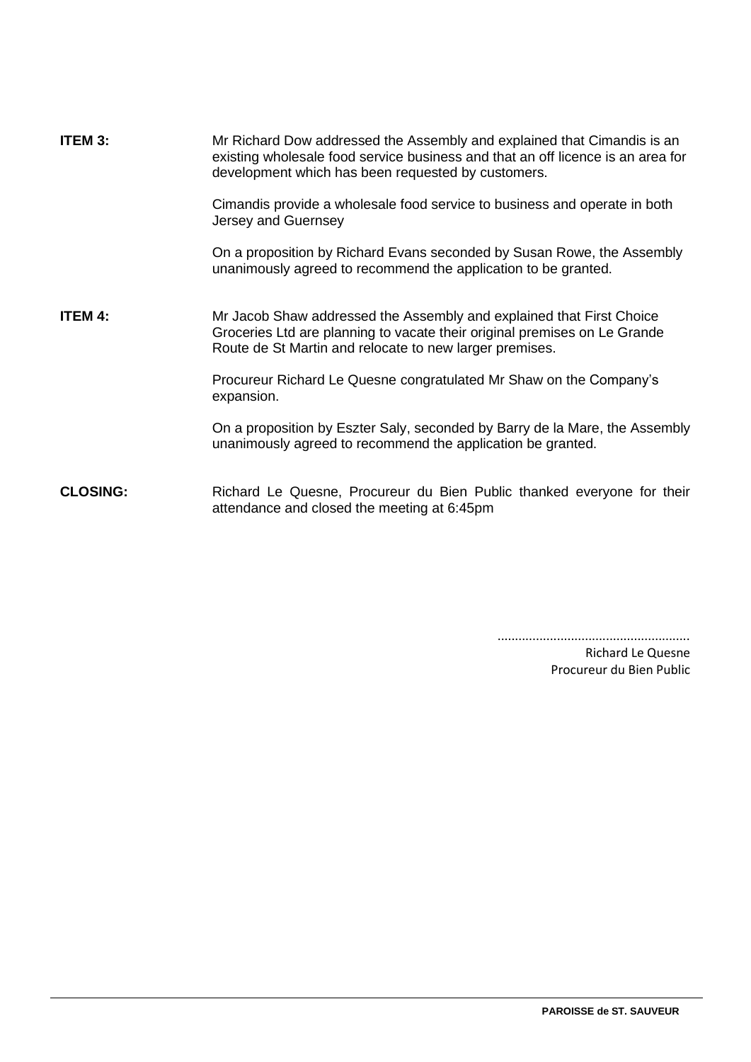**ITEM 3:** Mr Richard Dow addressed the Assembly and explained that Cimandis is an existing wholesale food service business and that an off licence is an area for development which has been requested by customers.

Cimandis provide a wholesale food service to business and operate in both Jersey and Guernsey

On a proposition by Richard Evans seconded by Susan Rowe, the Assembly unanimously agreed to recommend the application to be granted.

**ITEM 4:** Mr Jacob Shaw addressed the Assembly and explained that First Choice Groceries Ltd are planning to vacate their original premises on Le Grande Route de St Martin and relocate to new larger premises.

Procureur Richard Le Quesne congratulated Mr Shaw on the Company's expansion.

On a proposition by Eszter Saly, seconded by Barry de la Mare, the Assembly unanimously agreed to recommend the application be granted.

**CLOSING:** Richard Le Quesne, Procureur du Bien Public thanked everyone for their attendance and closed the meeting at 6:45pm

......................................................

Richard Le Quesne
Procureur du Bien Public